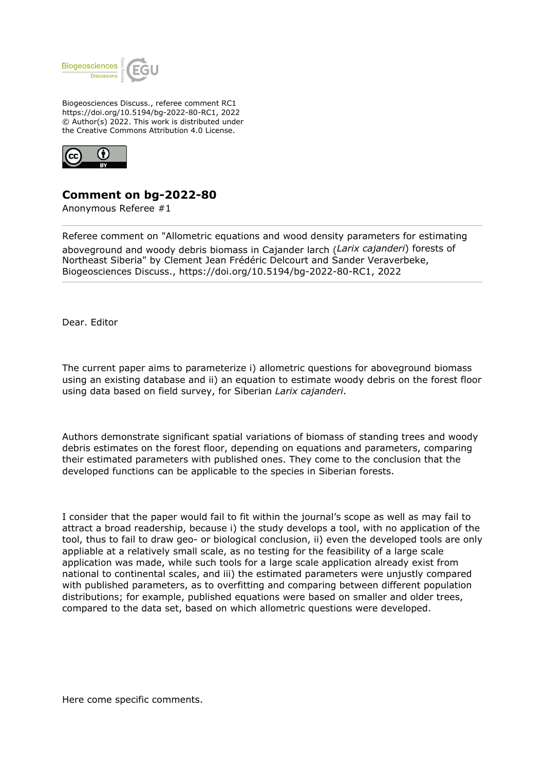Biogeosciences Discuss., referee comment RC1
https://doi.org/10.5194/bg-2022-80-RC1, 2022
© Author(s) 2022. This work is distributed under
the Creative Commons Attribution 4.0 License.

## Comment on bg-2022-80

Anonymous Referee #1

---

Referee comment on "Allometric equations and wood density parameters for estimating aboveground and woody debris biomass in Cajander larch (*Larix cajanderi*) forests of Northeast Siberia" by Clement Jean Frédéric Delcourt and Sander Veraverbeke, Biogeosciences Discuss., https://doi.org/10.5194/bg-2022-80-RC1, 2022

---

Dear. Editor

The current paper aims to parameterize i) allometric questions for aboveground biomass using an existing database and ii) an equation to estimate woody debris on the forest floor using data based on field survey, for Siberian *Larix cajanderi*.

Authors demonstrate significant spatial variations of biomass of standing trees and woody debris estimates on the forest floor, depending on equations and parameters, comparing their estimated parameters with published ones. They come to the conclusion that the developed functions can be applicable to the species in Siberian forests.

I consider that the paper would fail to fit within the journal's scope as well as may fail to attract a broad readership, because i) the study develops a tool, with no application of the tool, thus to fail to draw geo- or biological conclusion, ii) even the developed tools are only appliable at a relatively small scale, as no testing for the feasibility of a large scale application was made, while such tools for a large scale application already exist from national to continental scales, and iii) the estimated parameters were unjustly compared with published parameters, as to overfitting and comparing between different population distributions; for example, published equations were based on smaller and older trees, compared to the data set, based on which allometric questions were developed.

Here come specific comments.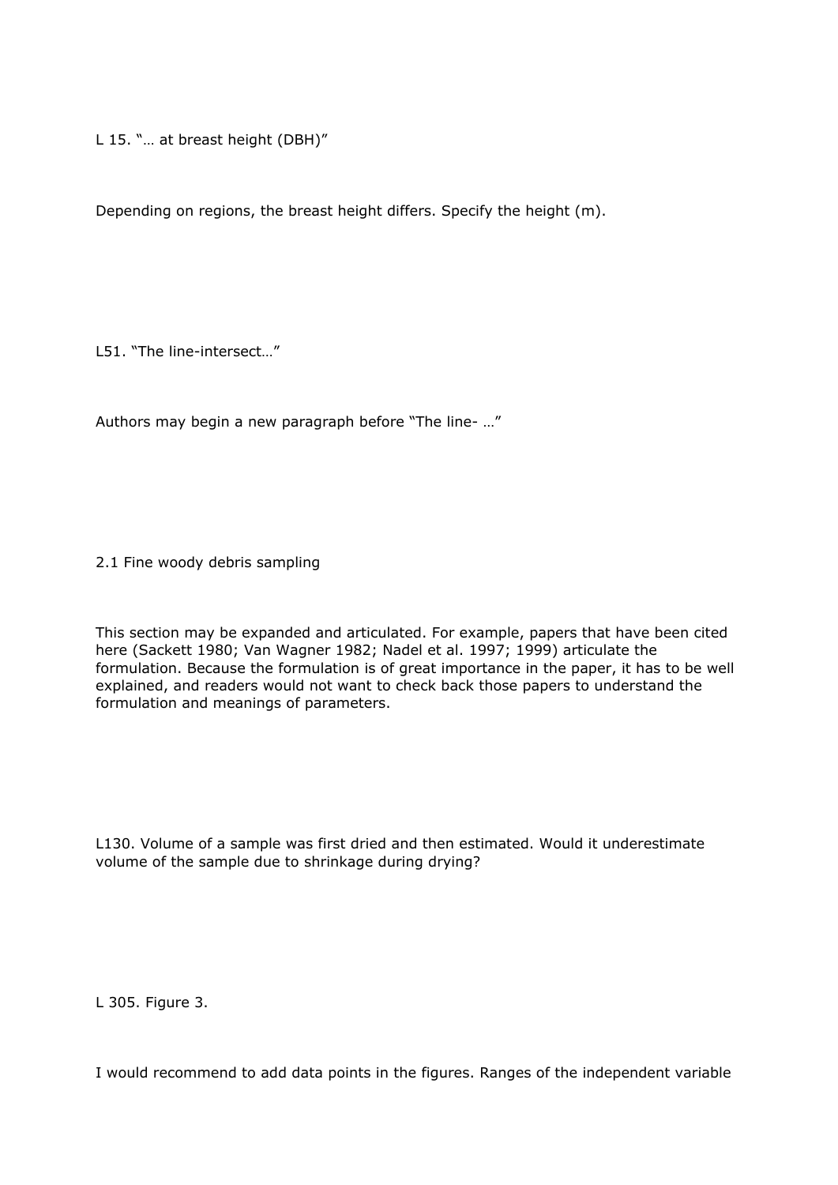L 15. "… at breast height (DBH)"

Depending on regions, the breast height differs. Specify the height (m).

L51. "The line-intersect…"

Authors may begin a new paragraph before "The line- …"

2.1 Fine woody debris sampling

This section may be expanded and articulated. For example, papers that have been cited here (Sackett 1980; Van Wagner 1982; Nadel et al. 1997; 1999) articulate the formulation. Because the formulation is of great importance in the paper, it has to be well explained, and readers would not want to check back those papers to understand the formulation and meanings of parameters.

L130. Volume of a sample was first dried and then estimated. Would it underestimate volume of the sample due to shrinkage during drying?

L 305. Figure 3.

I would recommend to add data points in the figures. Ranges of the independent variable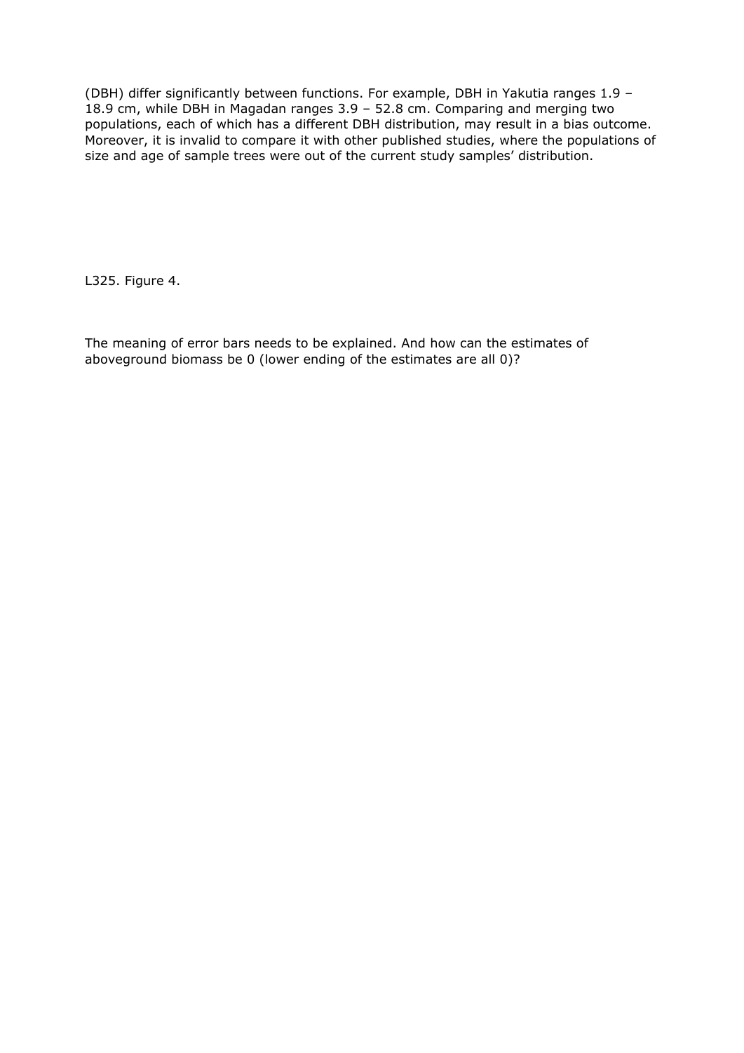(DBH) differ significantly between functions. For example, DBH in Yakutia ranges 1.9 – 18.9 cm, while DBH in Magadan ranges 3.9 – 52.8 cm. Comparing and merging two populations, each of which has a different DBH distribution, may result in a bias outcome. Moreover, it is invalid to compare it with other published studies, where the populations of size and age of sample trees were out of the current study samples' distribution.

L325. Figure 4.

The meaning of error bars needs to be explained. And how can the estimates of aboveground biomass be 0 (lower ending of the estimates are all 0)?